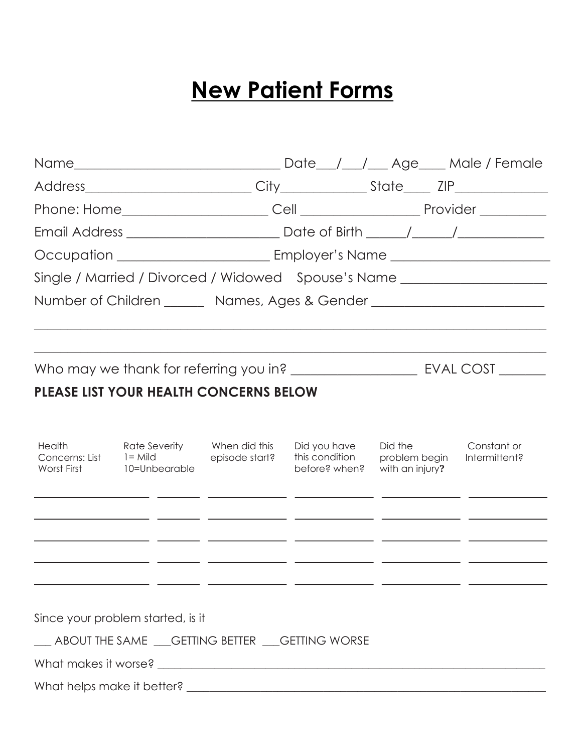# New Patient Forms

Name_______________________________ Date___/___/___ Age____ Male / Female

Address________________________ City____________ State____ ZIP_____________

Phone: Home_____________________ Cell _________________ Provider _________

Email Address ______________________ Date of Birth ______/______/____________

Occupation ______________________ Employer's Name _______________________

Single / Married / Divorced / Widowed    Spouse's Name _____________________

Number of Children ______    Names, Ages & Gender ________________________

_______________________________________________________________________________

_______________________________________________________________________________

Who may we thank for referring you in? __________________ EVAL COST _______

**PLEASE LIST YOUR HEALTH CONCERNS BELOW**

| Health Concerns: List Worst First | Rate Severity 1= Mild 10=Unbearable | When did this episode start? | Did you have this condition before? when? | Did the problem begin with an injury? | Constant or Intermittent? |
| --- | --- | --- | --- | --- | --- |
| | | | | | |
| | | | | | |
| | | | | | |
| | | | | | |
| | | | | | |

Since your problem started, is it

___ ABOUT THE SAME ___GETTING BETTER ___GETTING WORSE

What makes it worse? _______________________________________________________________

What helps make it better? __________________________________________________________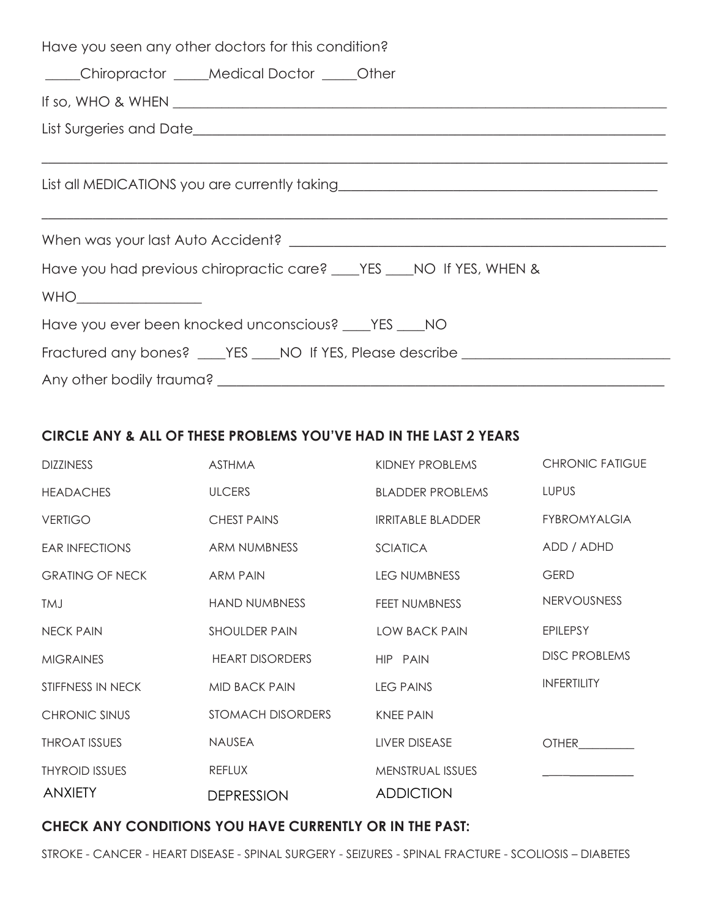Have you seen any other doctors for this condition?

_____Chiropractor _____Medical Doctor _____Other

If so, WHO & WHEN ___________________________________________________________________________

List Surgeries and Date______________________________________________________________________

_____________________________________________________________________________________________

List all MEDICATIONS you are currently taking_______________________________________________

_____________________________________________________________________________________________

When was your last Auto Accident? ___________________________________________________________

Have you had previous chiropractic care? ____YES ____NO If YES, WHEN &

WHO_________________

Have you ever been knocked unconscious? ____YES ____NO

Fractured any bones? ____YES ____NO If YES, Please describe ____________________________

Any other bodily trauma? ____________________________________________________________________

**CIRCLE ANY & ALL OF THESE PROBLEMS YOU'VE HAD IN THE LAST 2 YEARS**

| | | | |
|---|---|---|---|
| DIZZINESS | ASTHMA | KIDNEY PROBLEMS | CHRONIC FATIGUE |
| HEADACHES | ULCERS | BLADDER PROBLEMS | LUPUS |
| VERTIGO | CHEST PAINS | IRRITABLE BLADDER | FYBROMYALGIA |
| EAR INFECTIONS | ARM NUMBNESS | SCIATICA | ADD / ADHD |
| GRATING OF NECK | ARM PAIN | LEG NUMBNESS | GERD |
| TMJ | HAND NUMBNESS | FEET NUMBNESS | NERVOUSNESS |
| NECK PAIN | SHOULDER PAIN | LOW BACK PAIN | EPILEPSY |
| MIGRAINES | HEART DISORDERS | HIP PAIN | DISC PROBLEMS |
| STIFFNESS IN NECK | MID BACK PAIN | LEG PAINS | INFERTILITY |
| CHRONIC SINUS | STOMACH DISORDERS | KNEE PAIN | |
| THROAT ISSUES | NAUSEA | LIVER DISEASE | OTHER_________ |
| THYROID ISSUES | REFLUX | MENSTRUAL ISSUES | ______________ |
| ANXIETY | DEPRESSION | ADDICTION | |

**CHECK ANY CONDITIONS YOU HAVE CURRENTLY OR IN THE PAST:**

STROKE - CANCER - HEART DISEASE - SPINAL SURGERY - SEIZURES - SPINAL FRACTURE - SCOLIOSIS – DIABETES